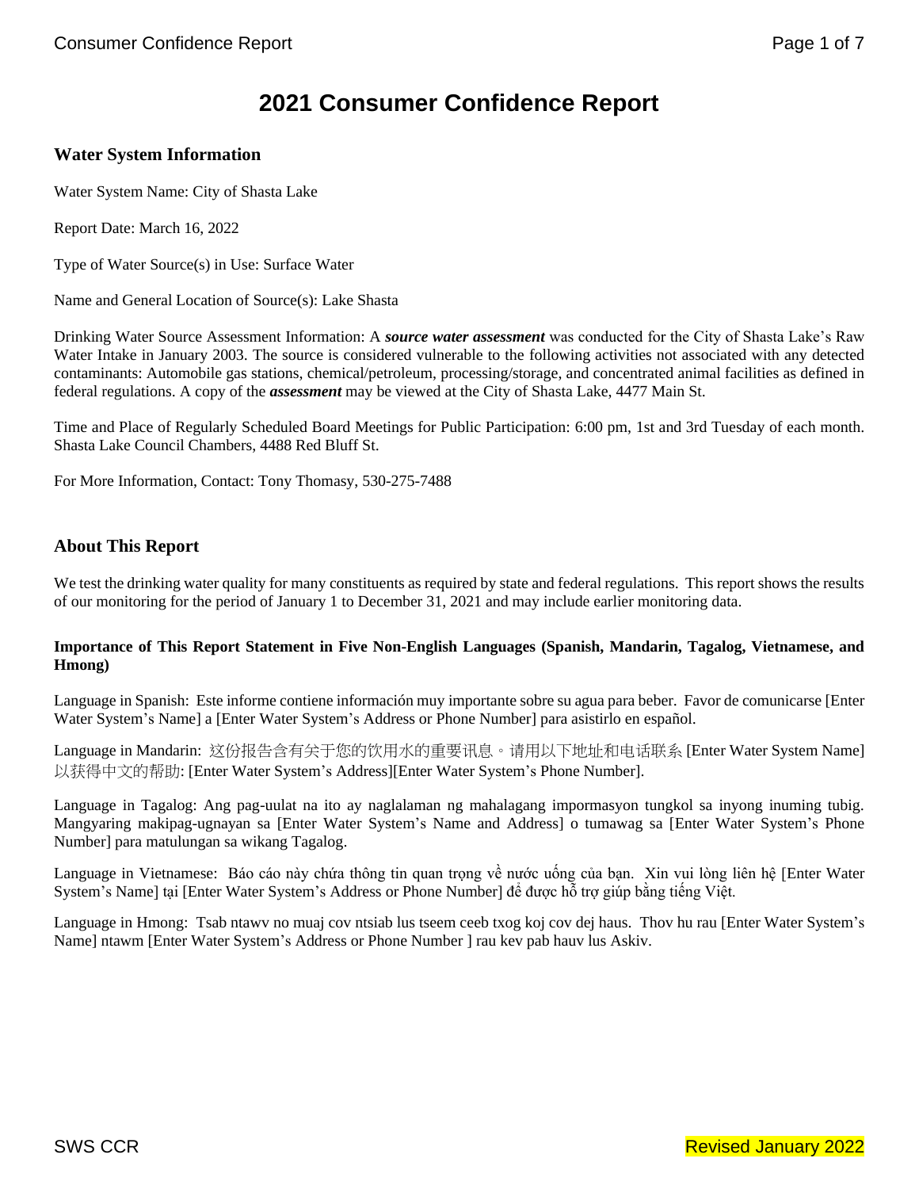# 2021 Consumer Confidence Report

## Water System Information

Water System Name: City of Shasta Lake

Report Date: March 16, 2022

Type of Water Source(s) in Use: Surface Water

Name and General Location of Source(s): Lake Shasta

Drinking Water Source Assessment Information: A ***source water assessment*** was conducted for the City of Shasta Lake's Raw Water Intake in January 2003. The source is considered vulnerable to the following activities not associated with any detected contaminants: Automobile gas stations, chemical/petroleum, processing/storage, and concentrated animal facilities as defined in federal regulations. A copy of the ***assessment*** may be viewed at the City of Shasta Lake, 4477 Main St.

Time and Place of Regularly Scheduled Board Meetings for Public Participation: 6:00 pm, 1st and 3rd Tuesday of each month. Shasta Lake Council Chambers, 4488 Red Bluff St.

For More Information, Contact: Tony Thomasy, 530-275-7488

## About This Report

We test the drinking water quality for many constituents as required by state and federal regulations. This report shows the results of our monitoring for the period of January 1 to December 31, 2021 and may include earlier monitoring data.

**Importance of This Report Statement in Five Non-English Languages (Spanish, Mandarin, Tagalog, Vietnamese, and Hmong)**

Language in Spanish: Este informe contiene información muy importante sobre su agua para beber. Favor de comunicarse [Enter Water System's Name] a [Enter Water System's Address or Phone Number] para asistirlo en español.

Language in Mandarin: 这份报告含有关于您的饮用水的重要讯息。请用以下地址和电话联系 [Enter Water System Name] 以获得中文的帮助: [Enter Water System's Address][Enter Water System's Phone Number].

Language in Tagalog: Ang pag-uulat na ito ay naglalaman ng mahalagang impormasyon tungkol sa inyong inuming tubig. Mangyaring makipag-ugnayan sa [Enter Water System's Name and Address] o tumawag sa [Enter Water System's Phone Number] para matulungan sa wikang Tagalog.

Language in Vietnamese: Báo cáo này chứa thông tin quan trọng về nước uống của bạn. Xin vui lòng liên hệ [Enter Water System's Name] tại [Enter Water System's Address or Phone Number] để được hỗ trợ giúp bằng tiếng Việt.

Language in Hmong: Tsab ntawv no muaj cov ntsiab lus tseem ceeb txog koj cov dej haus. Thov hu rau [Enter Water System's Name] ntawm [Enter Water System's Address or Phone Number ] rau kev pab hauv lus Askiv.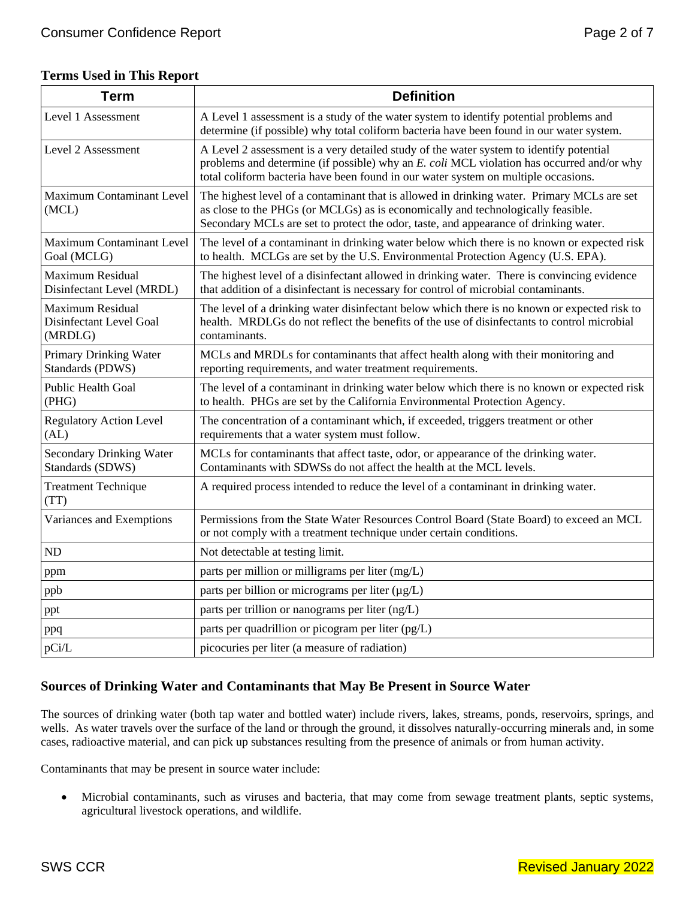**Terms Used in This Report**

| Term | Definition |
|---|---|
| Level 1 Assessment | A Level 1 assessment is a study of the water system to identify potential problems and determine (if possible) why total coliform bacteria have been found in our water system. |
| Level 2 Assessment | A Level 2 assessment is a very detailed study of the water system to identify potential problems and determine (if possible) why an *E. coli* MCL violation has occurred and/or why total coliform bacteria have been found in our water system on multiple occasions. |
| Maximum Contaminant Level (MCL) | The highest level of a contaminant that is allowed in drinking water. Primary MCLs are set as close to the PHGs (or MCLGs) as is economically and technologically feasible. Secondary MCLs are set to protect the odor, taste, and appearance of drinking water. |
| Maximum Contaminant Level Goal (MCLG) | The level of a contaminant in drinking water below which there is no known or expected risk to health. MCLGs are set by the U.S. Environmental Protection Agency (U.S. EPA). |
| Maximum Residual Disinfectant Level (MRDL) | The highest level of a disinfectant allowed in drinking water. There is convincing evidence that addition of a disinfectant is necessary for control of microbial contaminants. |
| Maximum Residual Disinfectant Level Goal (MRDLG) | The level of a drinking water disinfectant below which there is no known or expected risk to health. MRDLGs do not reflect the benefits of the use of disinfectants to control microbial contaminants. |
| Primary Drinking Water Standards (PDWS) | MCLs and MRDLs for contaminants that affect health along with their monitoring and reporting requirements, and water treatment requirements. |
| Public Health Goal (PHG) | The level of a contaminant in drinking water below which there is no known or expected risk to health. PHGs are set by the California Environmental Protection Agency. |
| Regulatory Action Level (AL) | The concentration of a contaminant which, if exceeded, triggers treatment or other requirements that a water system must follow. |
| Secondary Drinking Water Standards (SDWS) | MCLs for contaminants that affect taste, odor, or appearance of the drinking water. Contaminants with SDWSs do not affect the health at the MCL levels. |
| Treatment Technique (TT) | A required process intended to reduce the level of a contaminant in drinking water. |
| Variances and Exemptions | Permissions from the State Water Resources Control Board (State Board) to exceed an MCL or not comply with a treatment technique under certain conditions. |
| ND | Not detectable at testing limit. |
| ppm | parts per million or milligrams per liter (mg/L) |
| ppb | parts per billion or micrograms per liter (µg/L) |
| ppt | parts per trillion or nanograms per liter (ng/L) |
| ppq | parts per quadrillion or picogram per liter (pg/L) |
| pCi/L | picocuries per liter (a measure of radiation) |

## Sources of Drinking Water and Contaminants that May Be Present in Source Water

The sources of drinking water (both tap water and bottled water) include rivers, lakes, streams, ponds, reservoirs, springs, and wells. As water travels over the surface of the land or through the ground, it dissolves naturally-occurring minerals and, in some cases, radioactive material, and can pick up substances resulting from the presence of animals or from human activity.

Contaminants that may be present in source water include:

- Microbial contaminants, such as viruses and bacteria, that may come from sewage treatment plants, septic systems, agricultural livestock operations, and wildlife.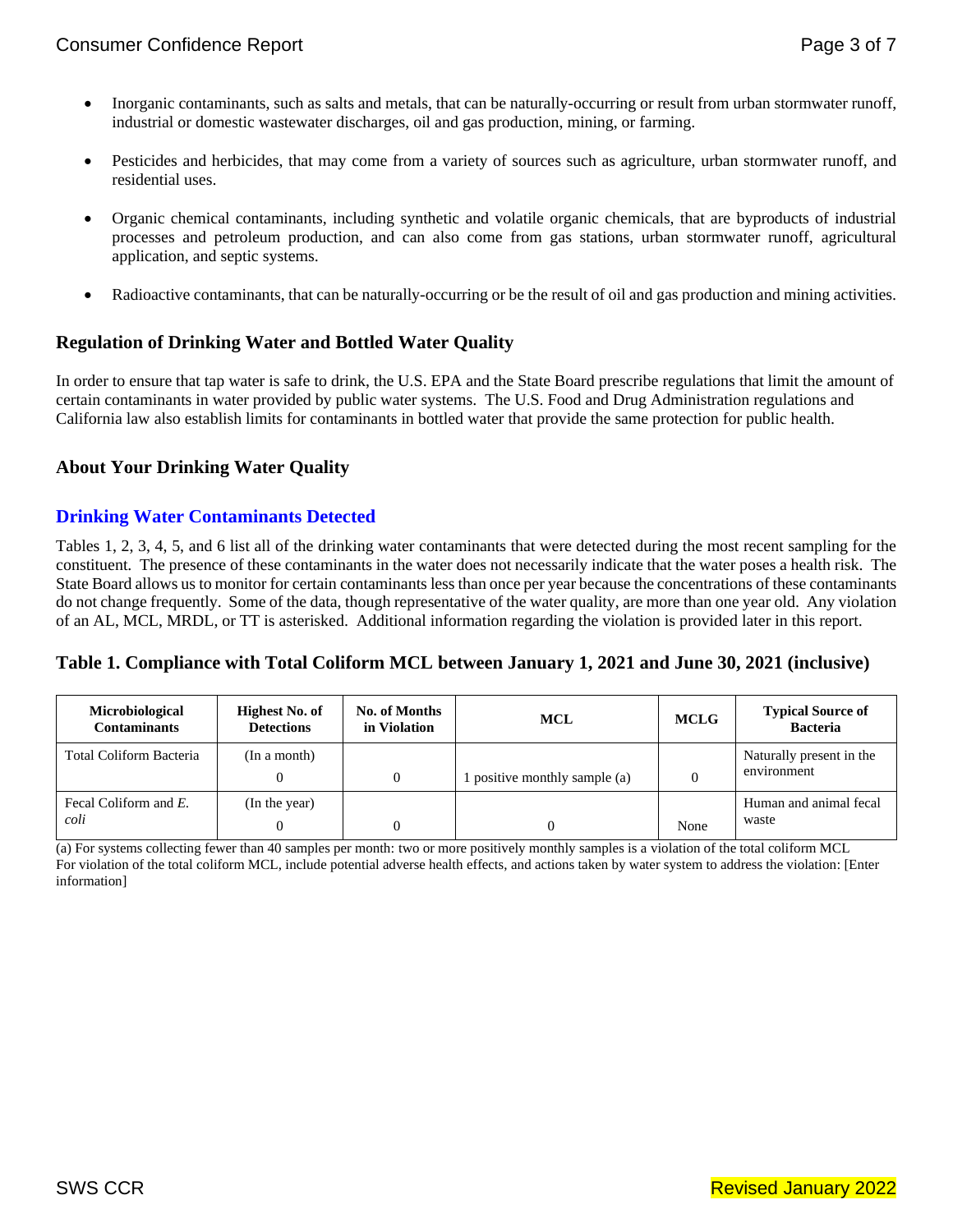- Inorganic contaminants, such as salts and metals, that can be naturally-occurring or result from urban stormwater runoff, industrial or domestic wastewater discharges, oil and gas production, mining, or farming.

- Pesticides and herbicides, that may come from a variety of sources such as agriculture, urban stormwater runoff, and residential uses.

- Organic chemical contaminants, including synthetic and volatile organic chemicals, that are byproducts of industrial processes and petroleum production, and can also come from gas stations, urban stormwater runoff, agricultural application, and septic systems.

- Radioactive contaminants, that can be naturally-occurring or be the result of oil and gas production and mining activities.

## Regulation of Drinking Water and Bottled Water Quality

In order to ensure that tap water is safe to drink, the U.S. EPA and the State Board prescribe regulations that limit the amount of certain contaminants in water provided by public water systems. The U.S. Food and Drug Administration regulations and California law also establish limits for contaminants in bottled water that provide the same protection for public health.

## About Your Drinking Water Quality

### Drinking Water Contaminants Detected

Tables 1, 2, 3, 4, 5, and 6 list all of the drinking water contaminants that were detected during the most recent sampling for the constituent. The presence of these contaminants in the water does not necessarily indicate that the water poses a health risk. The State Board allows us to monitor for certain contaminants less than once per year because the concentrations of these contaminants do not change frequently. Some of the data, though representative of the water quality, are more than one year old. Any violation of an AL, MCL, MRDL, or TT is asterisked. Additional information regarding the violation is provided later in this report.

### Table 1. Compliance with Total Coliform MCL between January 1, 2021 and June 30, 2021 (inclusive)

| Microbiological Contaminants | Highest No. of Detections | No. of Months in Violation | MCL | MCLG | Typical Source of Bacteria |
|---|---|---|---|---|---|
| Total Coliform Bacteria | (In a month) 0 | 0 | 1 positive monthly sample (a) | 0 | Naturally present in the environment |
| Fecal Coliform and *E. coli* | (In the year) 0 | 0 | 0 | None | Human and animal fecal waste |

(a) For systems collecting fewer than 40 samples per month: two or more positively monthly samples is a violation of the total coliform MCL
For violation of the total coliform MCL, include potential adverse health effects, and actions taken by water system to address the violation: [Enter information]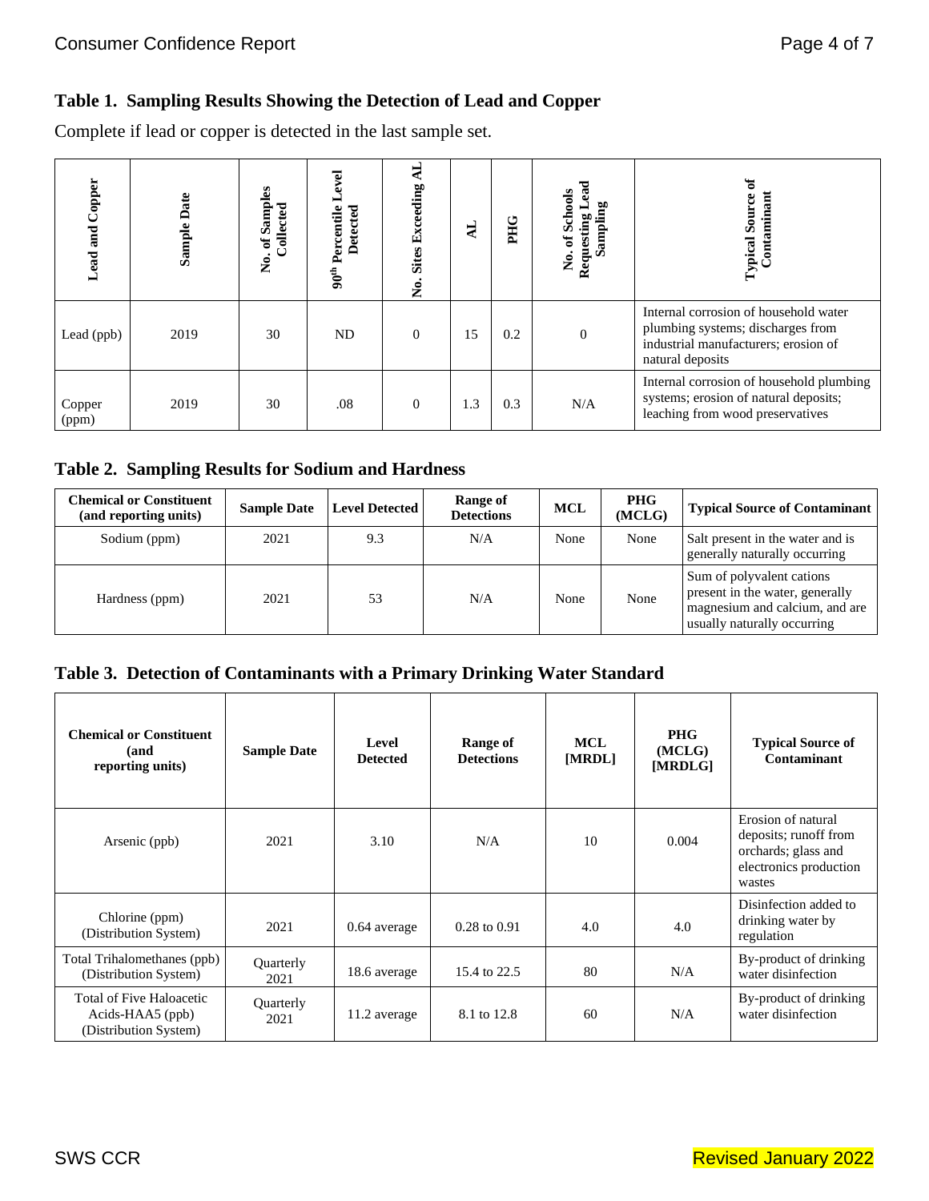### Table 1. Sampling Results Showing the Detection of Lead and Copper

Complete if lead or copper is detected in the last sample set.

| Lead and Copper | Sample Date | No. of Samples Collected | 90th Percentile Level Detected | No. Sites Exceeding AL | AL | PHG | No. of Schools Requesting Lead Sampling | Typical Source of Contaminant |
|---|---|---|---|---|---|---|---|---|
| Lead (ppb) | 2019 | 30 | ND | 0 | 15 | 0.2 | 0 | Internal corrosion of household water plumbing systems; discharges from industrial manufacturers; erosion of natural deposits |
| Copper (ppm) | 2019 | 30 | .08 | 0 | 1.3 | 0.3 | N/A | Internal corrosion of household plumbing systems; erosion of natural deposits; leaching from wood preservatives |

### Table 2. Sampling Results for Sodium and Hardness

| Chemical or Constituent (and reporting units) | Sample Date | Level Detected | Range of Detections | MCL | PHG (MCLG) | Typical Source of Contaminant |
|---|---|---|---|---|---|---|
| Sodium (ppm) | 2021 | 9.3 | N/A | None | None | Salt present in the water and is generally naturally occurring |
| Hardness (ppm) | 2021 | 53 | N/A | None | None | Sum of polyvalent cations present in the water, generally magnesium and calcium, and are usually naturally occurring |

### Table 3. Detection of Contaminants with a Primary Drinking Water Standard

| Chemical or Constituent (and reporting units) | Sample Date | Level Detected | Range of Detections | MCL [MRDL] | PHG (MCLG) [MRDLG] | Typical Source of Contaminant |
|---|---|---|---|---|---|---|
| Arsenic (ppb) | 2021 | 3.10 | N/A | 10 | 0.004 | Erosion of natural deposits; runoff from orchards; glass and electronics production wastes |
| Chlorine (ppm) (Distribution System) | 2021 | 0.64 average | 0.28 to 0.91 | 4.0 | 4.0 | Disinfection added to drinking water by regulation |
| Total Trihalomethanes (ppb) (Distribution System) | Quarterly 2021 | 18.6 average | 15.4 to 22.5 | 80 | N/A | By-product of drinking water disinfection |
| Total of Five Haloacetic Acids-HAA5 (ppb) (Distribution System) | Quarterly 2021 | 11.2 average | 8.1 to 12.8 | 60 | N/A | By-product of drinking water disinfection |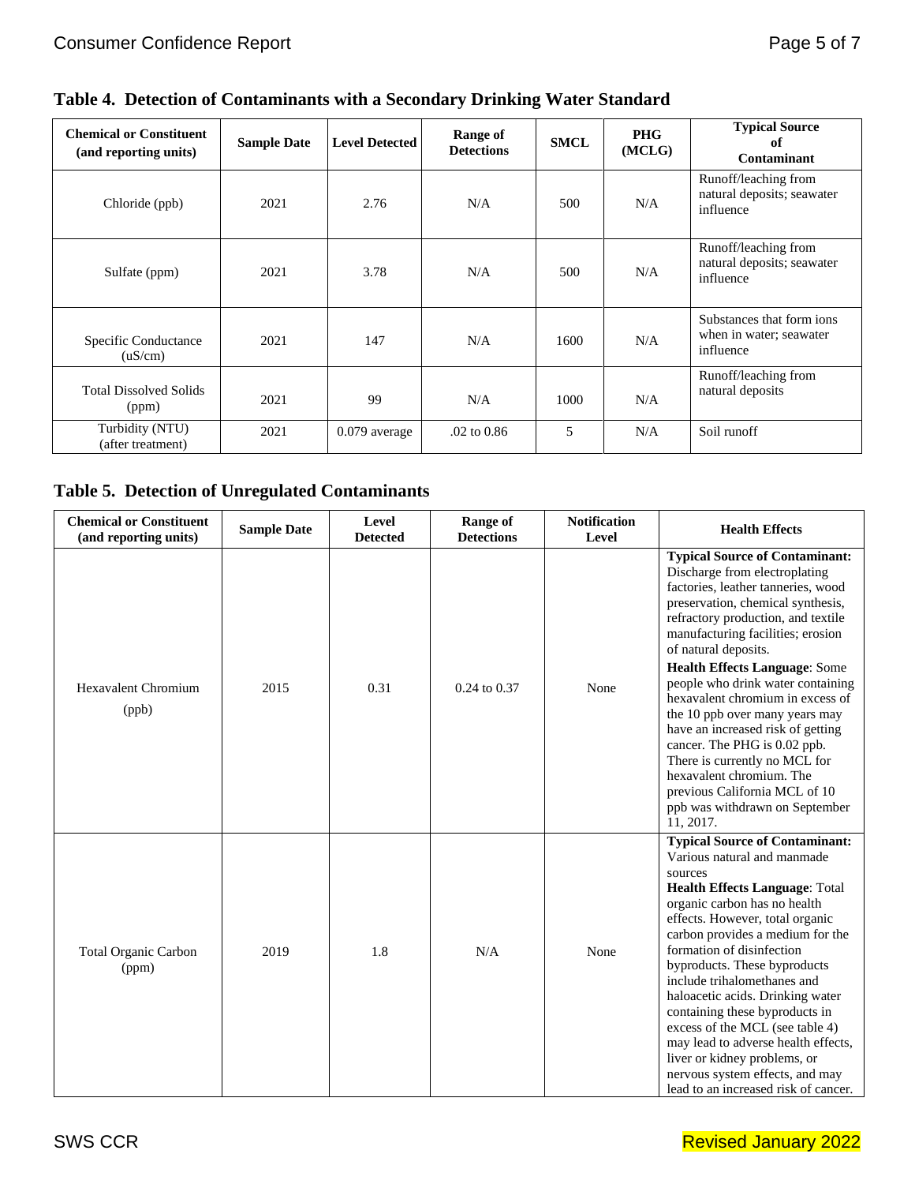## Table 4. Detection of Contaminants with a Secondary Drinking Water Standard

| Chemical or Constituent (and reporting units) | Sample Date | Level Detected | Range of Detections | SMCL | PHG (MCLG) | Typical Source of Contaminant |
|---|---|---|---|---|---|---|
| Chloride (ppb) | 2021 | 2.76 | N/A | 500 | N/A | Runoff/leaching from natural deposits; seawater influence |
| Sulfate (ppm) | 2021 | 3.78 | N/A | 500 | N/A | Runoff/leaching from natural deposits; seawater influence |
| Specific Conductance (uS/cm) | 2021 | 147 | N/A | 1600 | N/A | Substances that form ions when in water; seawater influence |
| Total Dissolved Solids (ppm) | 2021 | 99 | N/A | 1000 | N/A | Runoff/leaching from natural deposits |
| Turbidity (NTU) (after treatment) | 2021 | 0.079 average | .02 to 0.86 | 5 | N/A | Soil runoff |

## Table 5. Detection of Unregulated Contaminants

| Chemical or Constituent (and reporting units) | Sample Date | Level Detected | Range of Detections | Notification Level | Health Effects |
|---|---|---|---|---|---|
| Hexavalent Chromium (ppb) | 2015 | 0.31 | 0.24 to 0.37 | None | **Typical Source of Contaminant:** Discharge from electroplating factories, leather tanneries, wood preservation, chemical synthesis, refractory production, and textile manufacturing facilities; erosion of natural deposits. **Health Effects Language**: Some people who drink water containing hexavalent chromium in excess of the 10 ppb over many years may have an increased risk of getting cancer. The PHG is 0.02 ppb. There is currently no MCL for hexavalent chromium. The previous California MCL of 10 ppb was withdrawn on September 11, 2017. |
| Total Organic Carbon (ppm) | 2019 | 1.8 | N/A | None | **Typical Source of Contaminant:** Various natural and manmade sources **Health Effects Language**: Total organic carbon has no health effects. However, total organic carbon provides a medium for the formation of disinfection byproducts. These byproducts include trihalomethanes and haloacetic acids. Drinking water containing these byproducts in excess of the MCL (see table 4) may lead to adverse health effects, liver or kidney problems, or nervous system effects, and may lead to an increased risk of cancer. |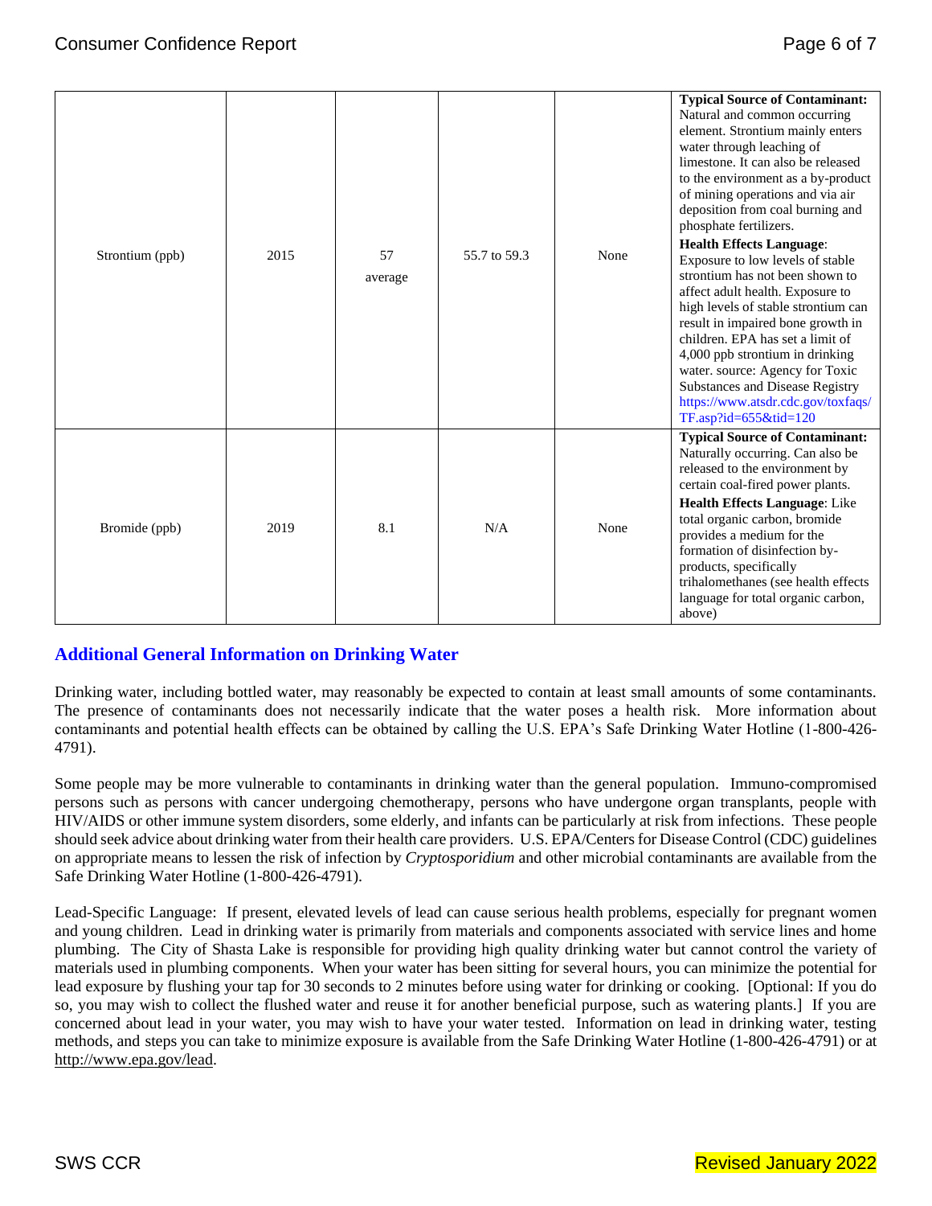| Strontium (ppb) | 2015 | 57 average | 55.7 to 59.3 | None | **Typical Source of Contaminant:** Natural and common occurring element. Strontium mainly enters water through leaching of limestone. It can also be released to the environment as a by-product of mining operations and via air deposition from coal burning and phosphate fertilizers. **Health Effects Language**: Exposure to low levels of stable strontium has not been shown to affect adult health. Exposure to high levels of stable strontium can result in impaired bone growth in children. EPA has set a limit of 4,000 ppb strontium in drinking water. source: Agency for Toxic Substances and Disease Registry https://www.atsdr.cdc.gov/toxfaqs/TF.asp?id=655&tid=120 |
|---|---|---|---|---|---|
| Bromide (ppb) | 2019 | 8.1 | N/A | None | **Typical Source of Contaminant:** Naturally occurring. Can also be released to the environment by certain coal-fired power plants. **Health Effects Language**: Like total organic carbon, bromide provides a medium for the formation of disinfection by-products, specifically trihalomethanes (see health effects language for total organic carbon, above) |

## Additional General Information on Drinking Water

Drinking water, including bottled water, may reasonably be expected to contain at least small amounts of some contaminants. The presence of contaminants does not necessarily indicate that the water poses a health risk. More information about contaminants and potential health effects can be obtained by calling the U.S. EPA's Safe Drinking Water Hotline (1-800-426-4791).

Some people may be more vulnerable to contaminants in drinking water than the general population. Immuno-compromised persons such as persons with cancer undergoing chemotherapy, persons who have undergone organ transplants, people with HIV/AIDS or other immune system disorders, some elderly, and infants can be particularly at risk from infections. These people should seek advice about drinking water from their health care providers. U.S. EPA/Centers for Disease Control (CDC) guidelines on appropriate means to lessen the risk of infection by *Cryptosporidium* and other microbial contaminants are available from the Safe Drinking Water Hotline (1-800-426-4791).

Lead-Specific Language: If present, elevated levels of lead can cause serious health problems, especially for pregnant women and young children. Lead in drinking water is primarily from materials and components associated with service lines and home plumbing. The City of Shasta Lake is responsible for providing high quality drinking water but cannot control the variety of materials used in plumbing components. When your water has been sitting for several hours, you can minimize the potential for lead exposure by flushing your tap for 30 seconds to 2 minutes before using water for drinking or cooking. [Optional: If you do so, you may wish to collect the flushed water and reuse it for another beneficial purpose, such as watering plants.] If you are concerned about lead in your water, you may wish to have your water tested. Information on lead in drinking water, testing methods, and steps you can take to minimize exposure is available from the Safe Drinking Water Hotline (1-800-426-4791) or at http://www.epa.gov/lead.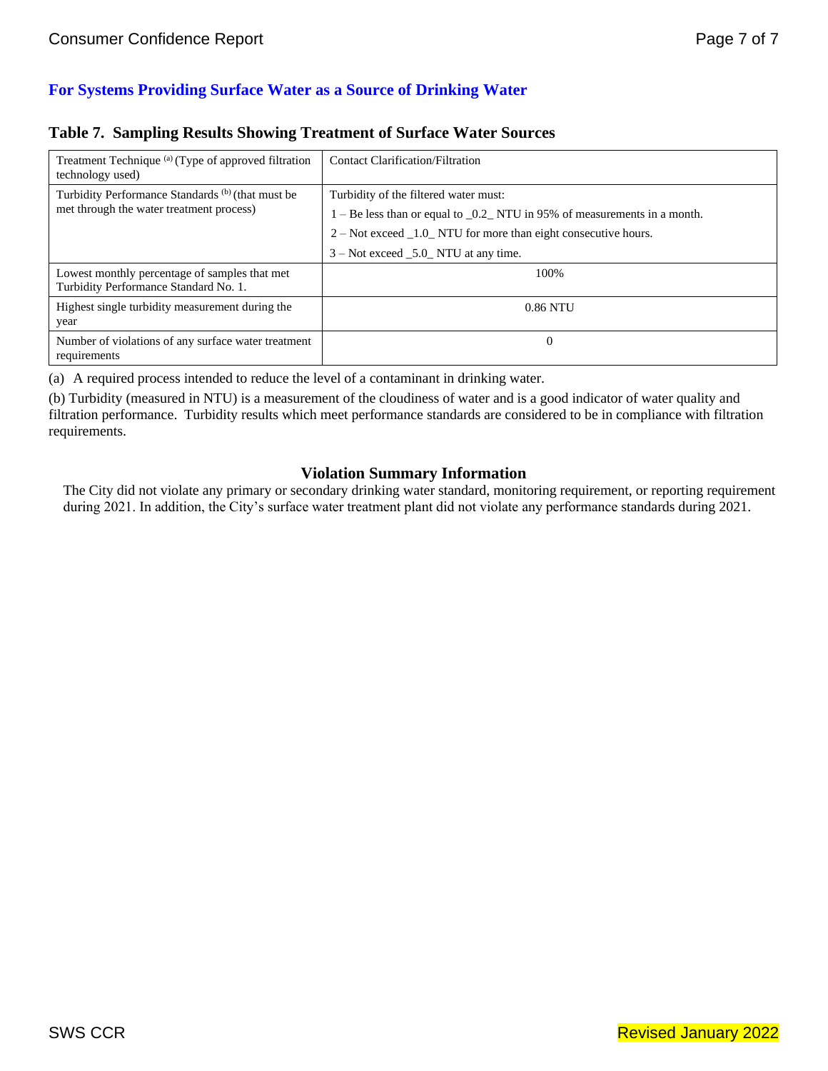## For Systems Providing Surface Water as a Source of Drinking Water

**Table 7. Sampling Results Showing Treatment of Surface Water Sources**

| | |
|---|---|
| Treatment Technique [(a)] (Type of approved filtration technology used) | Contact Clarification/Filtration |
| Turbidity Performance Standards [(b)] (that must be met through the water treatment process) | Turbidity of the filtered water must:<br>1 – Be less than or equal to _0.2_ NTU in 95% of measurements in a month.<br>2 – Not exceed _1.0_ NTU for more than eight consecutive hours.<br>3 – Not exceed _5.0_ NTU at any time. |
| Lowest monthly percentage of samples that met Turbidity Performance Standard No. 1. | 100% |
| Highest single turbidity measurement during the year | 0.86 NTU |
| Number of violations of any surface water treatment requirements | 0 |

(a) A required process intended to reduce the level of a contaminant in drinking water.

(b) Turbidity (measured in NTU) is a measurement of the cloudiness of water and is a good indicator of water quality and filtration performance. Turbidity results which meet performance standards are considered to be in compliance with filtration requirements.

### Violation Summary Information

The City did not violate any primary or secondary drinking water standard, monitoring requirement, or reporting requirement during 2021. In addition, the City's surface water treatment plant did not violate any performance standards during 2021.